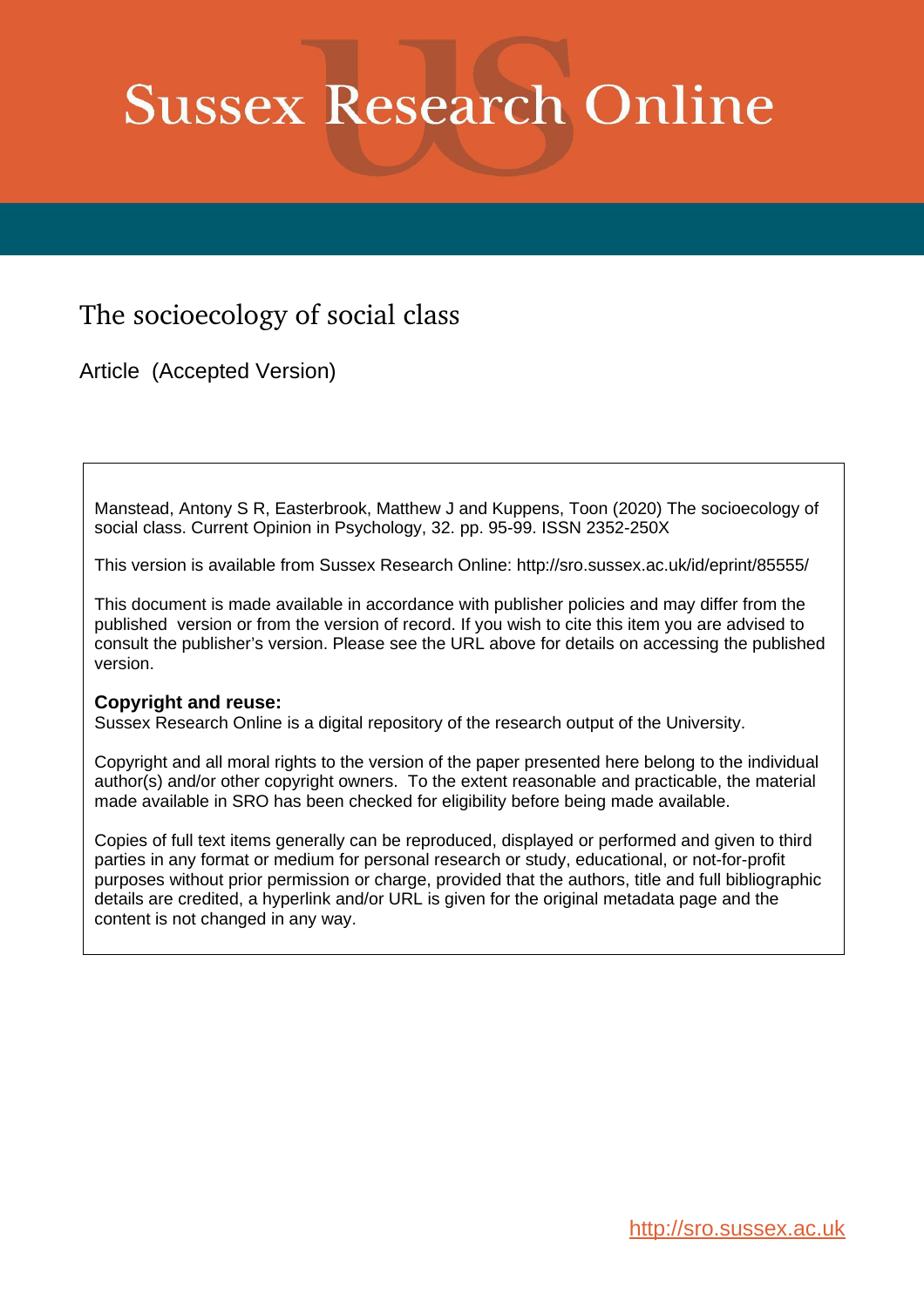# Sussex Research Online

## The socioecology of social class

Article (Accepted Version)

Manstead, Antony S R, Easterbrook, Matthew J and Kuppens, Toon (2020) The socioecology of social class. Current Opinion in Psychology, 32. pp. 95-99. ISSN 2352-250X

This version is available from Sussex Research Online: http://sro.sussex.ac.uk/id/eprint/85555/

This document is made available in accordance with publisher policies and may differ from the published version or from the version of record. If you wish to cite this item you are advised to consult the publisher's version. Please see the URL above for details on accessing the published version.

**Copyright and reuse:**
Sussex Research Online is a digital repository of the research output of the University.

Copyright and all moral rights to the version of the paper presented here belong to the individual author(s) and/or other copyright owners. To the extent reasonable and practicable, the material made available in SRO has been checked for eligibility before being made available.

Copies of full text items generally can be reproduced, displayed or performed and given to third parties in any format or medium for personal research or study, educational, or not-for-profit purposes without prior permission or charge, provided that the authors, title and full bibliographic details are credited, a hyperlink and/or URL is given for the original metadata page and the content is not changed in any way.

http://sro.sussex.ac.uk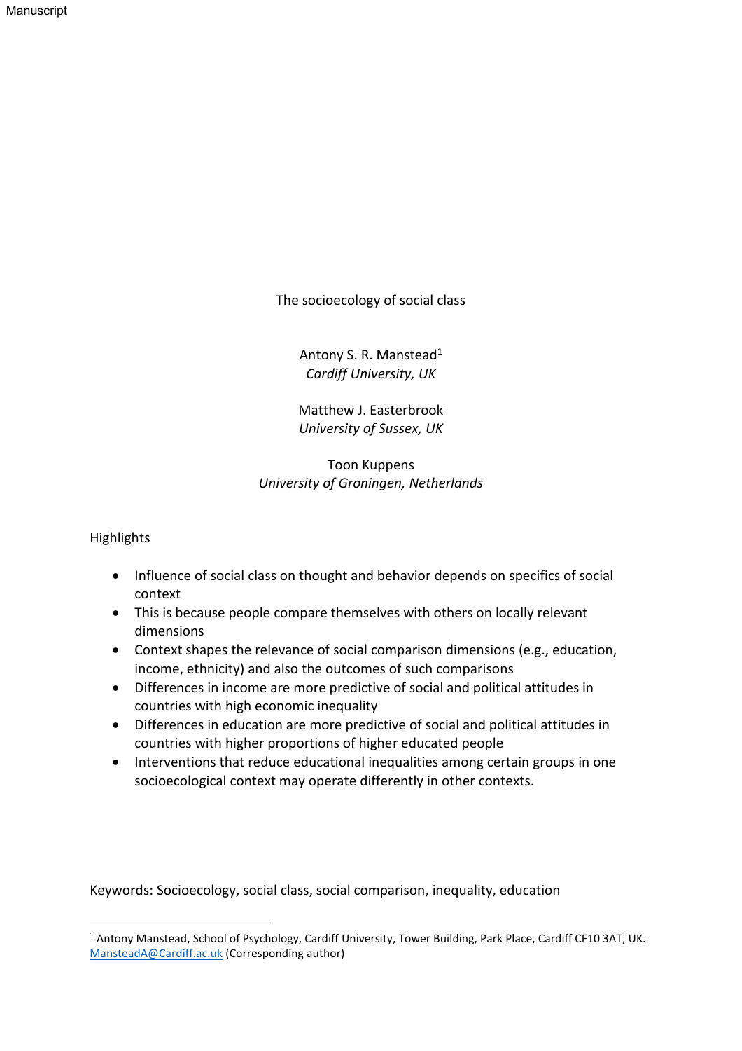# The socioecology of social class

Antony S. R. Manstead[1]
*Cardiff University, UK*

Matthew J. Easterbrook
*University of Sussex, UK*

Toon Kuppens
*University of Groningen, Netherlands*

## Highlights

- Influence of social class on thought and behavior depends on specifics of social context
- This is because people compare themselves with others on locally relevant dimensions
- Context shapes the relevance of social comparison dimensions (e.g., education, income, ethnicity) and also the outcomes of such comparisons
- Differences in income are more predictive of social and political attitudes in countries with high economic inequality
- Differences in education are more predictive of social and political attitudes in countries with higher proportions of higher educated people
- Interventions that reduce educational inequalities among certain groups in one socioecological context may operate differently in other contexts.

Keywords: Socioecology, social class, social comparison, inequality, education

[1] Antony Manstead, School of Psychology, Cardiff University, Tower Building, Park Place, Cardiff CF10 3AT, UK. MansteadA@Cardiff.ac.uk (Corresponding author)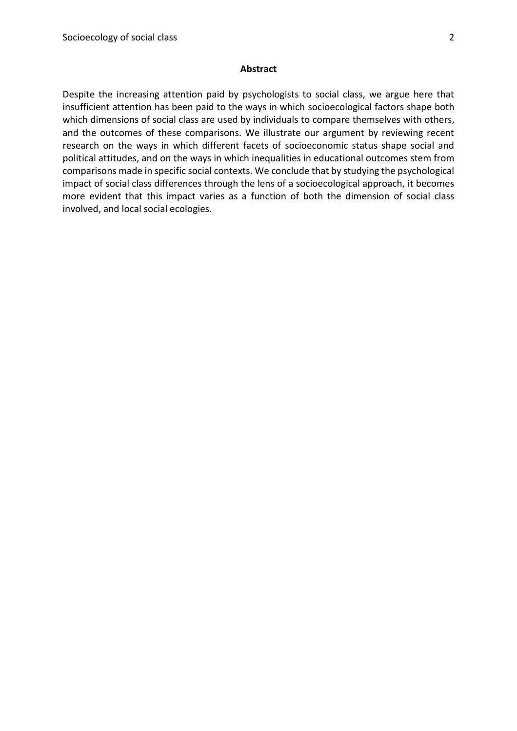## Abstract

Despite the increasing attention paid by psychologists to social class, we argue here that insufficient attention has been paid to the ways in which socioecological factors shape both which dimensions of social class are used by individuals to compare themselves with others, and the outcomes of these comparisons. We illustrate our argument by reviewing recent research on the ways in which different facets of socioeconomic status shape social and political attitudes, and on the ways in which inequalities in educational outcomes stem from comparisons made in specific social contexts. We conclude that by studying the psychological impact of social class differences through the lens of a socioecological approach, it becomes more evident that this impact varies as a function of both the dimension of social class involved, and local social ecologies.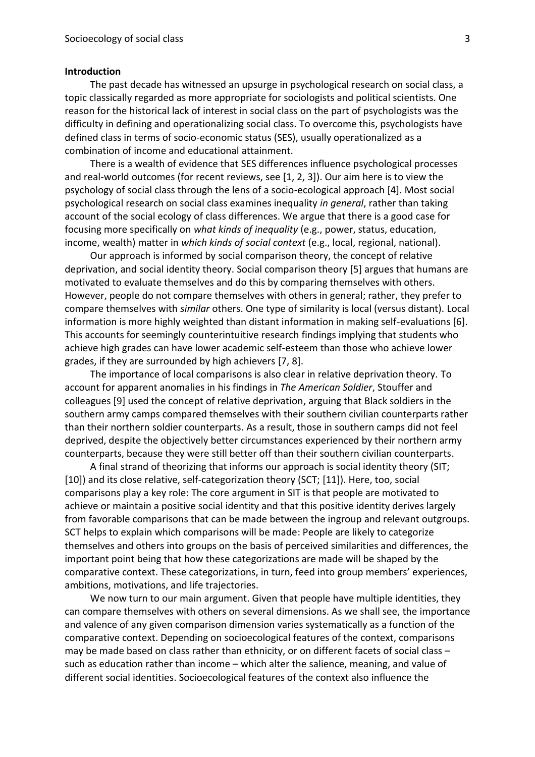**Introduction**

The past decade has witnessed an upsurge in psychological research on social class, a topic classically regarded as more appropriate for sociologists and political scientists. One reason for the historical lack of interest in social class on the part of psychologists was the difficulty in defining and operationalizing social class. To overcome this, psychologists have defined class in terms of socio-economic status (SES), usually operationalized as a combination of income and educational attainment.

There is a wealth of evidence that SES differences influence psychological processes and real-world outcomes (for recent reviews, see [1, 2, 3]). Our aim here is to view the psychology of social class through the lens of a socio-ecological approach [4]. Most social psychological research on social class examines inequality *in general*, rather than taking account of the social ecology of class differences. We argue that there is a good case for focusing more specifically on *what kinds of inequality* (e.g., power, status, education, income, wealth) matter in *which kinds of social context* (e.g., local, regional, national).

Our approach is informed by social comparison theory, the concept of relative deprivation, and social identity theory. Social comparison theory [5] argues that humans are motivated to evaluate themselves and do this by comparing themselves with others. However, people do not compare themselves with others in general; rather, they prefer to compare themselves with *similar* others. One type of similarity is local (versus distant). Local information is more highly weighted than distant information in making self-evaluations [6]. This accounts for seemingly counterintuitive research findings implying that students who achieve high grades can have lower academic self-esteem than those who achieve lower grades, if they are surrounded by high achievers [7, 8].

The importance of local comparisons is also clear in relative deprivation theory. To account for apparent anomalies in his findings in *The American Soldier*, Stouffer and colleagues [9] used the concept of relative deprivation, arguing that Black soldiers in the southern army camps compared themselves with their southern civilian counterparts rather than their northern soldier counterparts. As a result, those in southern camps did not feel deprived, despite the objectively better circumstances experienced by their northern army counterparts, because they were still better off than their southern civilian counterparts.

A final strand of theorizing that informs our approach is social identity theory (SIT; [10]) and its close relative, self-categorization theory (SCT; [11]). Here, too, social comparisons play a key role: The core argument in SIT is that people are motivated to achieve or maintain a positive social identity and that this positive identity derives largely from favorable comparisons that can be made between the ingroup and relevant outgroups. SCT helps to explain which comparisons will be made: People are likely to categorize themselves and others into groups on the basis of perceived similarities and differences, the important point being that how these categorizations are made will be shaped by the comparative context. These categorizations, in turn, feed into group members' experiences, ambitions, motivations, and life trajectories.

We now turn to our main argument. Given that people have multiple identities, they can compare themselves with others on several dimensions. As we shall see, the importance and valence of any given comparison dimension varies systematically as a function of the comparative context. Depending on socioecological features of the context, comparisons may be made based on class rather than ethnicity, or on different facets of social class – such as education rather than income – which alter the salience, meaning, and value of different social identities. Socioecological features of the context also influence the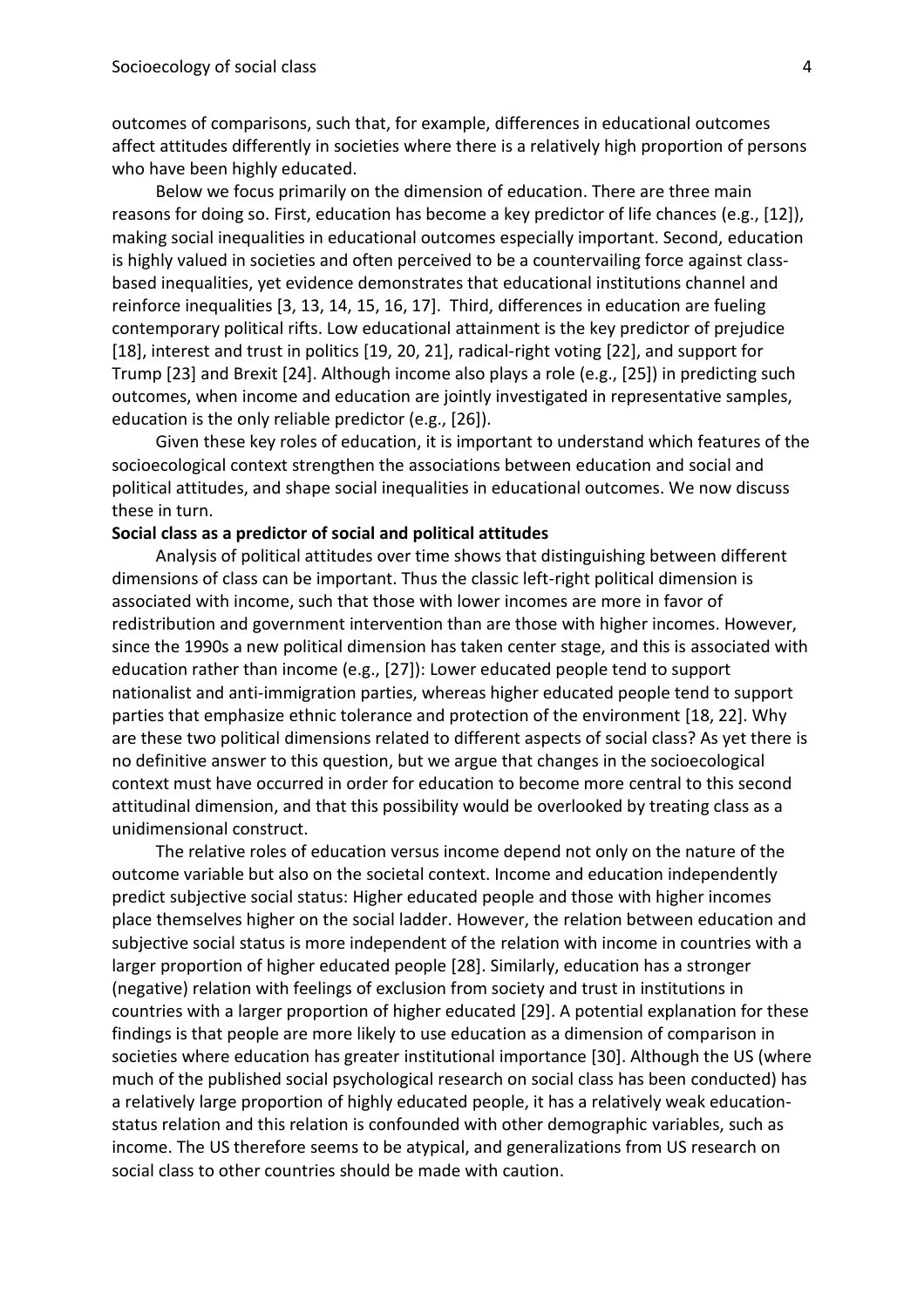outcomes of comparisons, such that, for example, differences in educational outcomes affect attitudes differently in societies where there is a relatively high proportion of persons who have been highly educated.

Below we focus primarily on the dimension of education. There are three main reasons for doing so. First, education has become a key predictor of life chances (e.g., [12]), making social inequalities in educational outcomes especially important. Second, education is highly valued in societies and often perceived to be a countervailing force against class-based inequalities, yet evidence demonstrates that educational institutions channel and reinforce inequalities [3, 13, 14, 15, 16, 17]. Third, differences in education are fueling contemporary political rifts. Low educational attainment is the key predictor of prejudice [18], interest and trust in politics [19, 20, 21], radical-right voting [22], and support for Trump [23] and Brexit [24]. Although income also plays a role (e.g., [25]) in predicting such outcomes, when income and education are jointly investigated in representative samples, education is the only reliable predictor (e.g., [26]).

Given these key roles of education, it is important to understand which features of the socioecological context strengthen the associations between education and social and political attitudes, and shape social inequalities in educational outcomes. We now discuss these in turn.

**Social class as a predictor of social and political attitudes**

Analysis of political attitudes over time shows that distinguishing between different dimensions of class can be important. Thus the classic left-right political dimension is associated with income, such that those with lower incomes are more in favor of redistribution and government intervention than are those with higher incomes. However, since the 1990s a new political dimension has taken center stage, and this is associated with education rather than income (e.g., [27]): Lower educated people tend to support nationalist and anti-immigration parties, whereas higher educated people tend to support parties that emphasize ethnic tolerance and protection of the environment [18, 22]. Why are these two political dimensions related to different aspects of social class? As yet there is no definitive answer to this question, but we argue that changes in the socioecological context must have occurred in order for education to become more central to this second attitudinal dimension, and that this possibility would be overlooked by treating class as a unidimensional construct.

The relative roles of education versus income depend not only on the nature of the outcome variable but also on the societal context. Income and education independently predict subjective social status: Higher educated people and those with higher incomes place themselves higher on the social ladder. However, the relation between education and subjective social status is more independent of the relation with income in countries with a larger proportion of higher educated people [28]. Similarly, education has a stronger (negative) relation with feelings of exclusion from society and trust in institutions in countries with a larger proportion of higher educated [29]. A potential explanation for these findings is that people are more likely to use education as a dimension of comparison in societies where education has greater institutional importance [30]. Although the US (where much of the published social psychological research on social class has been conducted) has a relatively large proportion of highly educated people, it has a relatively weak education-status relation and this relation is confounded with other demographic variables, such as income. The US therefore seems to be atypical, and generalizations from US research on social class to other countries should be made with caution.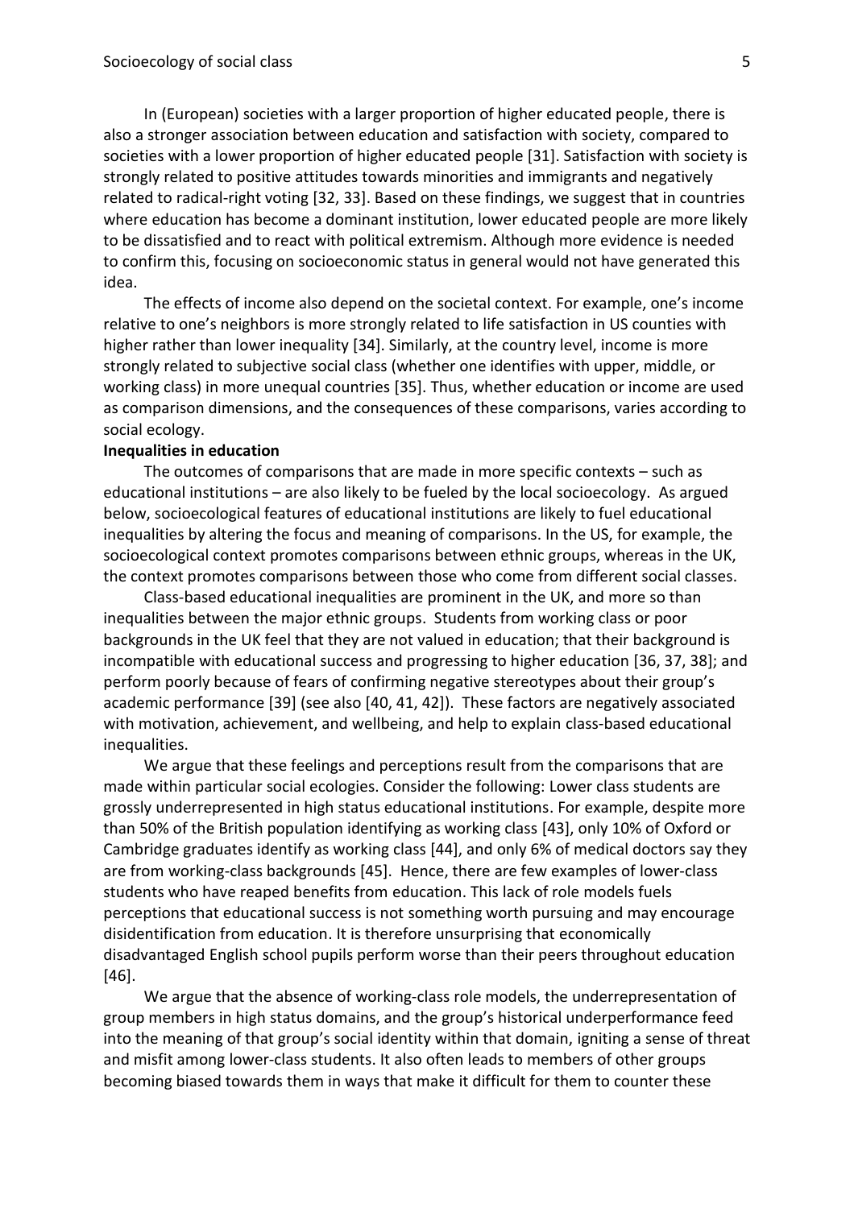In (European) societies with a larger proportion of higher educated people, there is also a stronger association between education and satisfaction with society, compared to societies with a lower proportion of higher educated people [31]. Satisfaction with society is strongly related to positive attitudes towards minorities and immigrants and negatively related to radical-right voting [32, 33]. Based on these findings, we suggest that in countries where education has become a dominant institution, lower educated people are more likely to be dissatisfied and to react with political extremism. Although more evidence is needed to confirm this, focusing on socioeconomic status in general would not have generated this idea.

The effects of income also depend on the societal context. For example, one's income relative to one's neighbors is more strongly related to life satisfaction in US counties with higher rather than lower inequality [34]. Similarly, at the country level, income is more strongly related to subjective social class (whether one identifies with upper, middle, or working class) in more unequal countries [35]. Thus, whether education or income are used as comparison dimensions, and the consequences of these comparisons, varies according to social ecology.

**Inequalities in education**

The outcomes of comparisons that are made in more specific contexts – such as educational institutions – are also likely to be fueled by the local socioecology. As argued below, socioecological features of educational institutions are likely to fuel educational inequalities by altering the focus and meaning of comparisons. In the US, for example, the socioecological context promotes comparisons between ethnic groups, whereas in the UK, the context promotes comparisons between those who come from different social classes.

Class-based educational inequalities are prominent in the UK, and more so than inequalities between the major ethnic groups. Students from working class or poor backgrounds in the UK feel that they are not valued in education; that their background is incompatible with educational success and progressing to higher education [36, 37, 38]; and perform poorly because of fears of confirming negative stereotypes about their group's academic performance [39] (see also [40, 41, 42]). These factors are negatively associated with motivation, achievement, and wellbeing, and help to explain class-based educational inequalities.

We argue that these feelings and perceptions result from the comparisons that are made within particular social ecologies. Consider the following: Lower class students are grossly underrepresented in high status educational institutions. For example, despite more than 50% of the British population identifying as working class [43], only 10% of Oxford or Cambridge graduates identify as working class [44], and only 6% of medical doctors say they are from working-class backgrounds [45]. Hence, there are few examples of lower-class students who have reaped benefits from education. This lack of role models fuels perceptions that educational success is not something worth pursuing and may encourage disidentification from education. It is therefore unsurprising that economically disadvantaged English school pupils perform worse than their peers throughout education [46].

We argue that the absence of working-class role models, the underrepresentation of group members in high status domains, and the group's historical underperformance feed into the meaning of that group's social identity within that domain, igniting a sense of threat and misfit among lower-class students. It also often leads to members of other groups becoming biased towards them in ways that make it difficult for them to counter these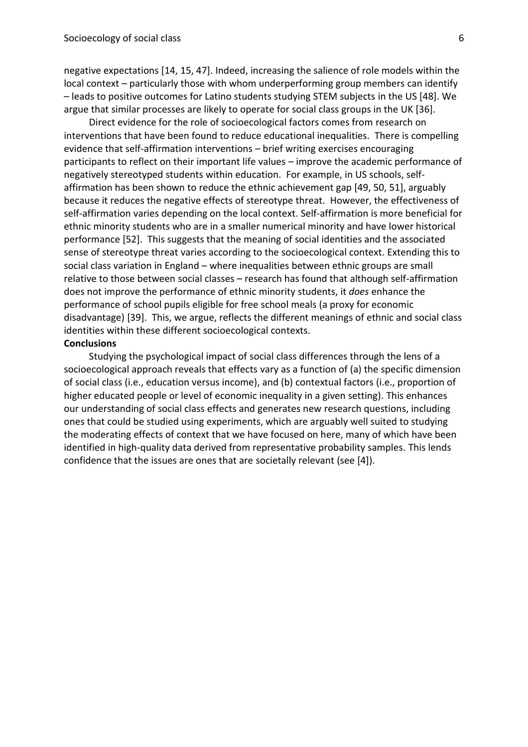negative expectations [14, 15, 47]. Indeed, increasing the salience of role models within the local context – particularly those with whom underperforming group members can identify – leads to positive outcomes for Latino students studying STEM subjects in the US [48]. We argue that similar processes are likely to operate for social class groups in the UK [36].

Direct evidence for the role of socioecological factors comes from research on interventions that have been found to reduce educational inequalities. There is compelling evidence that self-affirmation interventions – brief writing exercises encouraging participants to reflect on their important life values – improve the academic performance of negatively stereotyped students within education. For example, in US schools, self-affirmation has been shown to reduce the ethnic achievement gap [49, 50, 51], arguably because it reduces the negative effects of stereotype threat. However, the effectiveness of self-affirmation varies depending on the local context. Self-affirmation is more beneficial for ethnic minority students who are in a smaller numerical minority and have lower historical performance [52]. This suggests that the meaning of social identities and the associated sense of stereotype threat varies according to the socioecological context. Extending this to social class variation in England – where inequalities between ethnic groups are small relative to those between social classes – research has found that although self-affirmation does not improve the performance of ethnic minority students, it *does* enhance the performance of school pupils eligible for free school meals (a proxy for economic disadvantage) [39]. This, we argue, reflects the different meanings of ethnic and social class identities within these different socioecological contexts.

**Conclusions**

Studying the psychological impact of social class differences through the lens of a socioecological approach reveals that effects vary as a function of (a) the specific dimension of social class (i.e., education versus income), and (b) contextual factors (i.e., proportion of higher educated people or level of economic inequality in a given setting). This enhances our understanding of social class effects and generates new research questions, including ones that could be studied using experiments, which are arguably well suited to studying the moderating effects of context that we have focused on here, many of which have been identified in high-quality data derived from representative probability samples. This lends confidence that the issues are ones that are societally relevant (see [4]).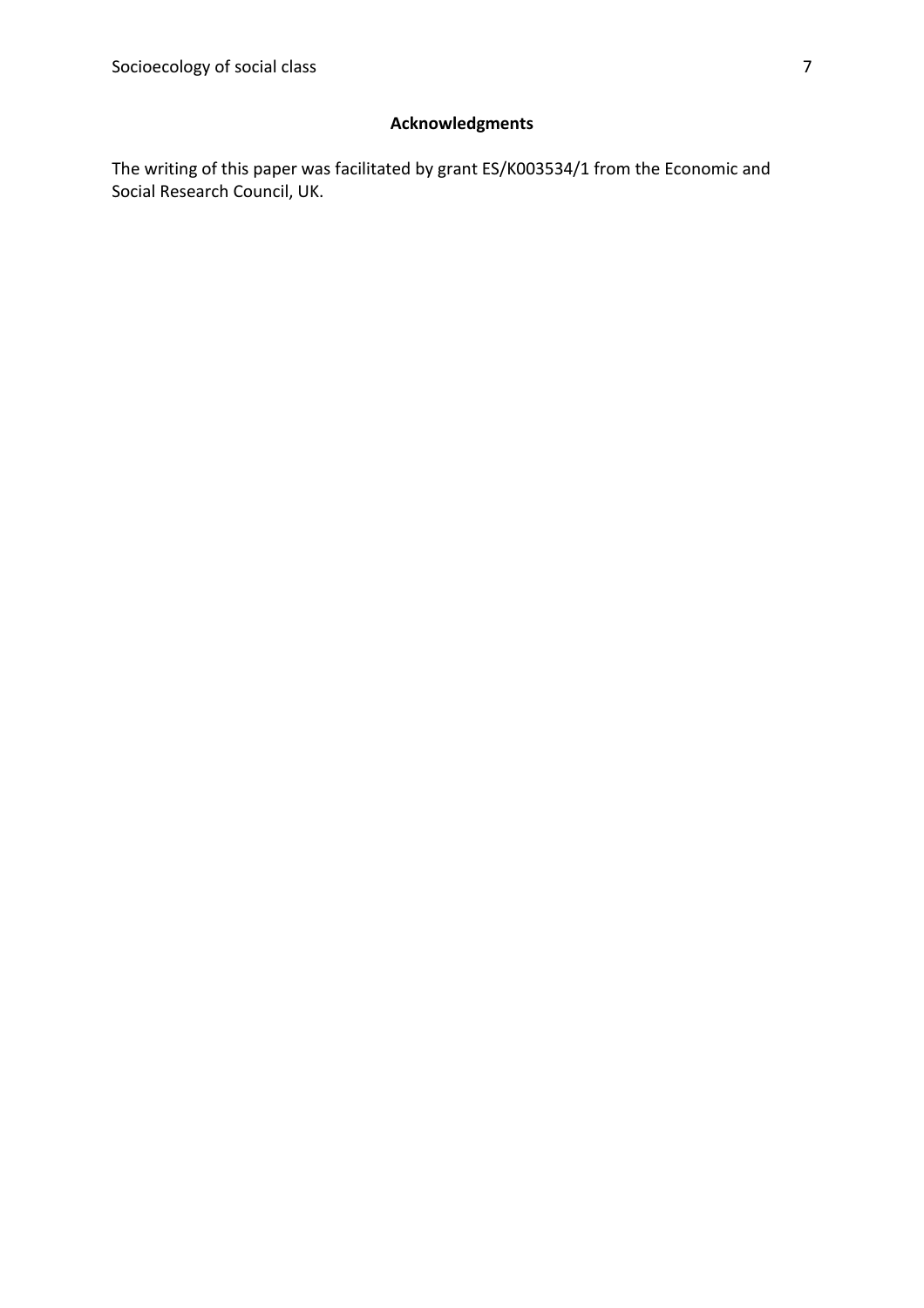## Acknowledgments

The writing of this paper was facilitated by grant ES/K003534/1 from the Economic and Social Research Council, UK.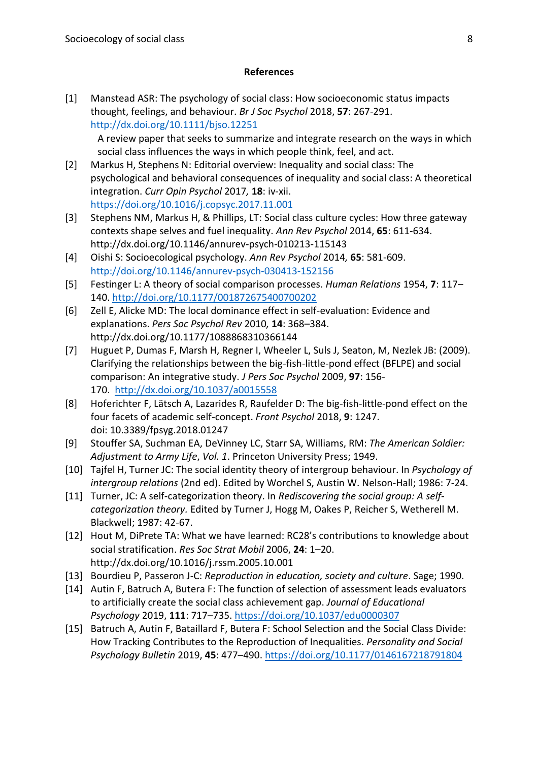## References

[1] Manstead ASR: The psychology of social class: How socioeconomic status impacts thought, feelings, and behaviour. *Br J Soc Psychol* 2018, **57**: 267-291. http://dx.doi.org/10.1111/bjso.12251

A review paper that seeks to summarize and integrate research on the ways in which social class influences the ways in which people think, feel, and act.

[2] Markus H, Stephens N: Editorial overview: Inequality and social class: The psychological and behavioral consequences of inequality and social class: A theoretical integration. *Curr Opin Psychol* 2017*,* **18**: iv-xii. https://doi.org/10.1016/j.copsyc.2017.11.001

[3] Stephens NM, Markus H, & Phillips, LT: Social class culture cycles: How three gateway contexts shape selves and fuel inequality. *Ann Rev Psychol* 2014, **65**: 611-634. http://dx.doi.org/10.1146/annurev-psych-010213-115143

[4] Oishi S: Socioecological psychology. *Ann Rev Psychol* 2014*,* **65**: 581-609. http://doi.org/10.1146/annurev-psych-030413-152156

[5] Festinger L: A theory of social comparison processes. *Human Relations* 1954, **7**: 117–140. http://doi.org/10.1177/001872675400700202

[6] Zell E, Alicke MD: The local dominance effect in self-evaluation: Evidence and explanations. *Pers Soc Psychol Rev* 2010*,* **14**: 368–384. http://dx.doi.org/10.1177/1088868310366144

[7] Huguet P, Dumas F, Marsh H, Regner I, Wheeler L, Suls J, Seaton, M, Nezlek JB: (2009). Clarifying the relationships between the big-fish-little-pond effect (BFLPE) and social comparison: An integrative study. *J Pers Soc Psychol* 2009, **97**: 156-170. http://dx.doi.org/10.1037/a0015558

[8] Hoferichter F, Lätsch A, Lazarides R, Raufelder D: The big-fish-little-pond effect on the four facets of academic self-concept. *Front Psychol* 2018, **9**: 1247. doi: 10.3389/fpsyg.2018.01247

[9] Stouffer SA, Suchman EA, DeVinney LC, Starr SA, Williams, RM: *The American Soldier: Adjustment to Army Life*, *Vol. 1*. Princeton University Press; 1949.

[10] Tajfel H, Turner JC: The social identity theory of intergroup behaviour. In *Psychology of intergroup relations* (2nd ed). Edited by Worchel S, Austin W. Nelson-Hall; 1986: 7-24.

[11] Turner, JC: A self-categorization theory. In *Rediscovering the social group: A self-categorization theory.* Edited by Turner J, Hogg M, Oakes P, Reicher S, Wetherell M. Blackwell; 1987: 42-67.

[12] Hout M, DiPrete TA: What we have learned: RC28's contributions to knowledge about social stratification. *Res Soc Strat Mobil* 2006, **24**: 1–20. http://dx.doi.org/10.1016/j.rssm.2005.10.001

[13] Bourdieu P, Passeron J-C: *Reproduction in education, society and culture*. Sage; 1990.

[14] Autin F, Batruch A, Butera F: The function of selection of assessment leads evaluators to artificially create the social class achievement gap. *Journal of Educational Psychology* 2019, **111**: 717–735. https://doi.org/10.1037/edu0000307

[15] Batruch A, Autin F, Bataillard F, Butera F: School Selection and the Social Class Divide: How Tracking Contributes to the Reproduction of Inequalities. *Personality and Social Psychology Bulletin* 2019, **45**: 477–490. https://doi.org/10.1177/0146167218791804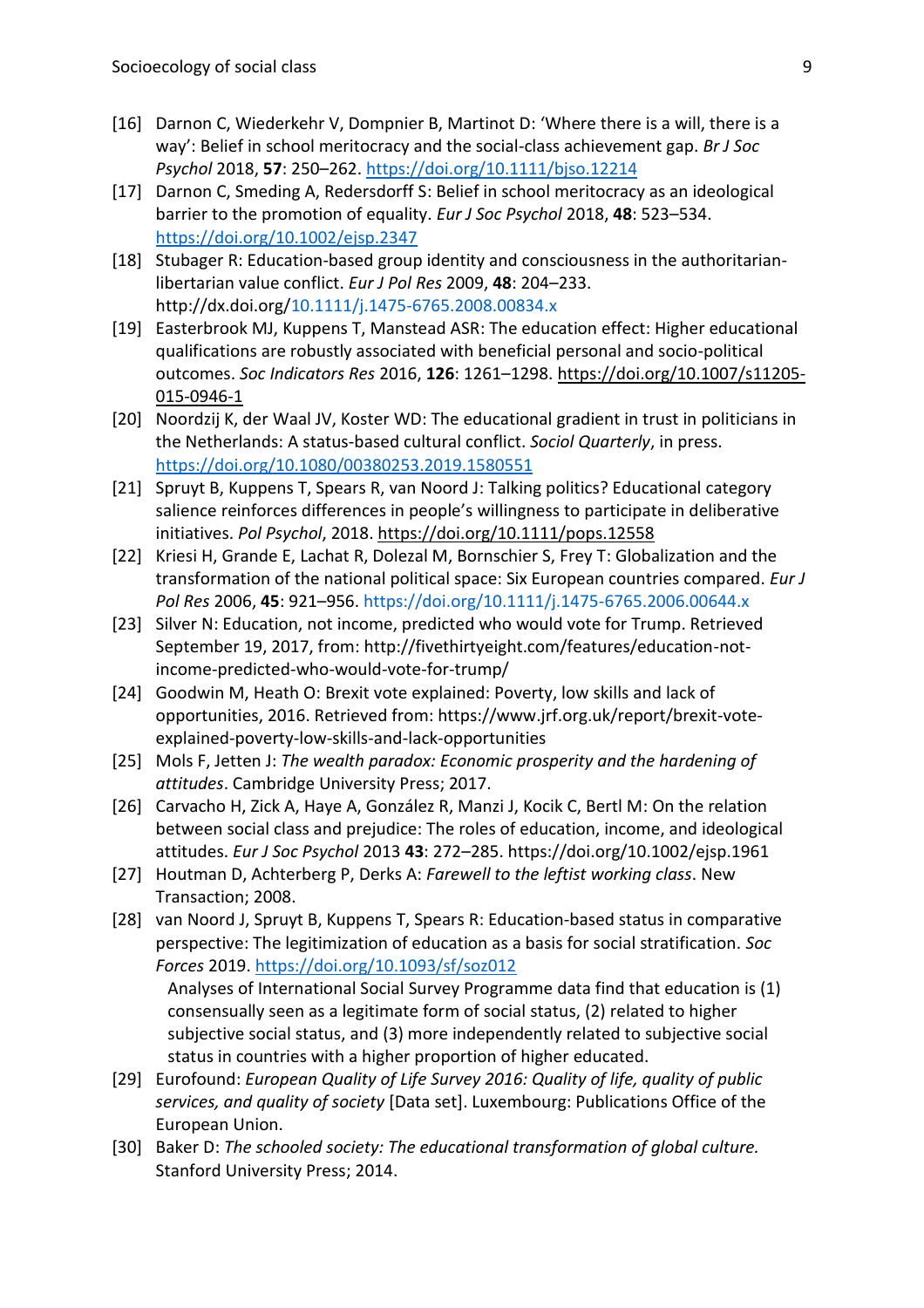[16] Darnon C, Wiederkehr V, Dompnier B, Martinot D: 'Where there is a will, there is a way': Belief in school meritocracy and the social-class achievement gap. *Br J Soc Psychol* 2018, **57**: 250–262. https://doi.org/10.1111/bjso.12214

[17] Darnon C, Smeding A, Redersdorff S: Belief in school meritocracy as an ideological barrier to the promotion of equality. *Eur J Soc Psychol* 2018, **48**: 523–534. https://doi.org/10.1002/ejsp.2347

[18] Stubager R: Education-based group identity and consciousness in the authoritarian-libertarian value conflict. *Eur J Pol Res* 2009, **48**: 204–233. http://dx.doi.org/10.1111/j.1475-6765.2008.00834.x

[19] Easterbrook MJ, Kuppens T, Manstead ASR: The education effect: Higher educational qualifications are robustly associated with beneficial personal and socio-political outcomes. *Soc Indicators Res* 2016, **126**: 1261–1298. https://doi.org/10.1007/s11205-015-0946-1

[20] Noordzij K, der Waal JV, Koster WD: The educational gradient in trust in politicians in the Netherlands: A status-based cultural conflict. *Sociol Quarterly*, in press. https://doi.org/10.1080/00380253.2019.1580551

[21] Spruyt B, Kuppens T, Spears R, van Noord J: Talking politics? Educational category salience reinforces differences in people's willingness to participate in deliberative initiatives. *Pol Psychol*, 2018. https://doi.org/10.1111/pops.12558

[22] Kriesi H, Grande E, Lachat R, Dolezal M, Bornschier S, Frey T: Globalization and the transformation of the national political space: Six European countries compared. *Eur J Pol Res* 2006, **45**: 921–956. https://doi.org/10.1111/j.1475-6765.2006.00644.x

[23] Silver N: Education, not income, predicted who would vote for Trump. Retrieved September 19, 2017, from: http://fivethirtyeight.com/features/education-not-income-predicted-who-would-vote-for-trump/

[24] Goodwin M, Heath O: Brexit vote explained: Poverty, low skills and lack of opportunities, 2016. Retrieved from: https://www.jrf.org.uk/report/brexit-vote-explained-poverty-low-skills-and-lack-opportunities

[25] Mols F, Jetten J: *The wealth paradox: Economic prosperity and the hardening of attitudes*. Cambridge University Press; 2017.

[26] Carvacho H, Zick A, Haye A, González R, Manzi J, Kocik C, Bertl M: On the relation between social class and prejudice: The roles of education, income, and ideological attitudes. *Eur J Soc Psychol* 2013 **43**: 272–285. https://doi.org/10.1002/ejsp.1961

[27] Houtman D, Achterberg P, Derks A: *Farewell to the leftist working class*. New Transaction; 2008.

[28] van Noord J, Spruyt B, Kuppens T, Spears R: Education-based status in comparative perspective: The legitimization of education as a basis for social stratification. *Soc Forces* 2019. https://doi.org/10.1093/sf/soz012
Analyses of International Social Survey Programme data find that education is (1) consensually seen as a legitimate form of social status, (2) related to higher subjective social status, and (3) more independently related to subjective social status in countries with a higher proportion of higher educated.

[29] Eurofound: *European Quality of Life Survey 2016: Quality of life, quality of public services, and quality of society* [Data set]. Luxembourg: Publications Office of the European Union.

[30] Baker D: *The schooled society: The educational transformation of global culture.* Stanford University Press; 2014.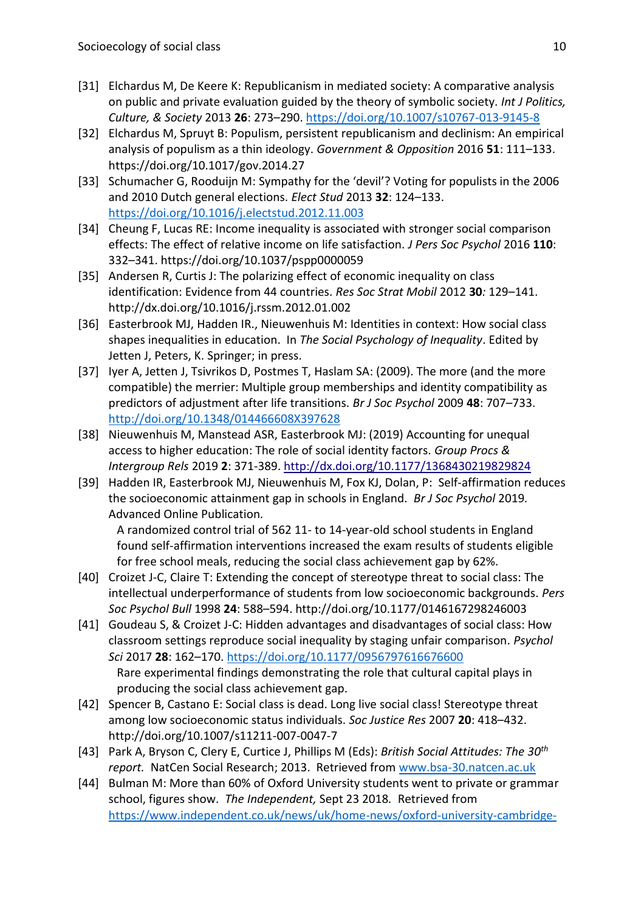[31] Elchardus M, De Keere K: Republicanism in mediated society: A comparative analysis on public and private evaluation guided by the theory of symbolic society. *Int J Politics, Culture, & Society* 2013 **26**: 273–290. https://doi.org/10.1007/s10767-013-9145-8

[32] Elchardus M, Spruyt B: Populism, persistent republicanism and declinism: An empirical analysis of populism as a thin ideology. *Government & Opposition* 2016 **51**: 111–133. https://doi.org/10.1017/gov.2014.27

[33] Schumacher G, Rooduijn M: Sympathy for the 'devil'? Voting for populists in the 2006 and 2010 Dutch general elections. *Elect Stud* 2013 **32**: 124–133. https://doi.org/10.1016/j.electstud.2012.11.003

[34] Cheung F, Lucas RE: Income inequality is associated with stronger social comparison effects: The effect of relative income on life satisfaction. *J Pers Soc Psychol* 2016 **110**: 332–341. https://doi.org/10.1037/pspp0000059

[35] Andersen R, Curtis J: The polarizing effect of economic inequality on class identification: Evidence from 44 countries. *Res Soc Strat Mobil* 2012 **30***:* 129–141. http://dx.doi.org/10.1016/j.rssm.2012.01.002

[36] Easterbrook MJ, Hadden IR., Nieuwenhuis M: Identities in context: How social class shapes inequalities in education. In *The Social Psychology of Inequality*. Edited by Jetten J, Peters, K. Springer; in press.

[37] Iyer A, Jetten J, Tsivrikos D, Postmes T, Haslam SA: (2009). The more (and the more compatible) the merrier: Multiple group memberships and identity compatibility as predictors of adjustment after life transitions. *Br J Soc Psychol* 2009 **48**: 707–733. http://doi.org/10.1348/014466608X397628

[38] Nieuwenhuis M, Manstead ASR, Easterbrook MJ: (2019) Accounting for unequal access to higher education: The role of social identity factors. *Group Procs & Intergroup Rels* 2019 **2**: 371-389. http://dx.doi.org/10.1177/1368430219829824

[39] Hadden IR, Easterbrook MJ, Nieuwenhuis M, Fox KJ, Dolan, P: Self-affirmation reduces the socioeconomic attainment gap in schools in England. *Br J Soc Psychol* 2019. Advanced Online Publication.

A randomized control trial of 562 11- to 14-year-old school students in England found self-affirmation interventions increased the exam results of students eligible for free school meals, reducing the social class achievement gap by 62%.

[40] Croizet J-C, Claire T: Extending the concept of stereotype threat to social class: The intellectual underperformance of students from low socioeconomic backgrounds. *Pers Soc Psychol Bull* 1998 **24**: 588–594. http://doi.org/10.1177/0146167298246003

[41] Goudeau S, & Croizet J-C: Hidden advantages and disadvantages of social class: How classroom settings reproduce social inequality by staging unfair comparison. *Psychol Sci* 2017 **28**: 162–170. https://doi.org/10.1177/0956797616676600

Rare experimental findings demonstrating the role that cultural capital plays in producing the social class achievement gap.

[42] Spencer B, Castano E: Social class is dead. Long live social class! Stereotype threat among low socioeconomic status individuals. *Soc Justice Res* 2007 **20**: 418–432. http://doi.org/10.1007/s11211-007-0047-7

[43] Park A, Bryson C, Clery E, Curtice J, Phillips M (Eds): *British Social Attitudes: The 30th report.* NatCen Social Research; 2013. Retrieved from www.bsa-30.natcen.ac.uk

[44] Bulman M: More than 60% of Oxford University students went to private or grammar school, figures show. *The Independent,* Sept 23 2018. Retrieved from https://www.independent.co.uk/news/uk/home-news/oxford-university-cambridge-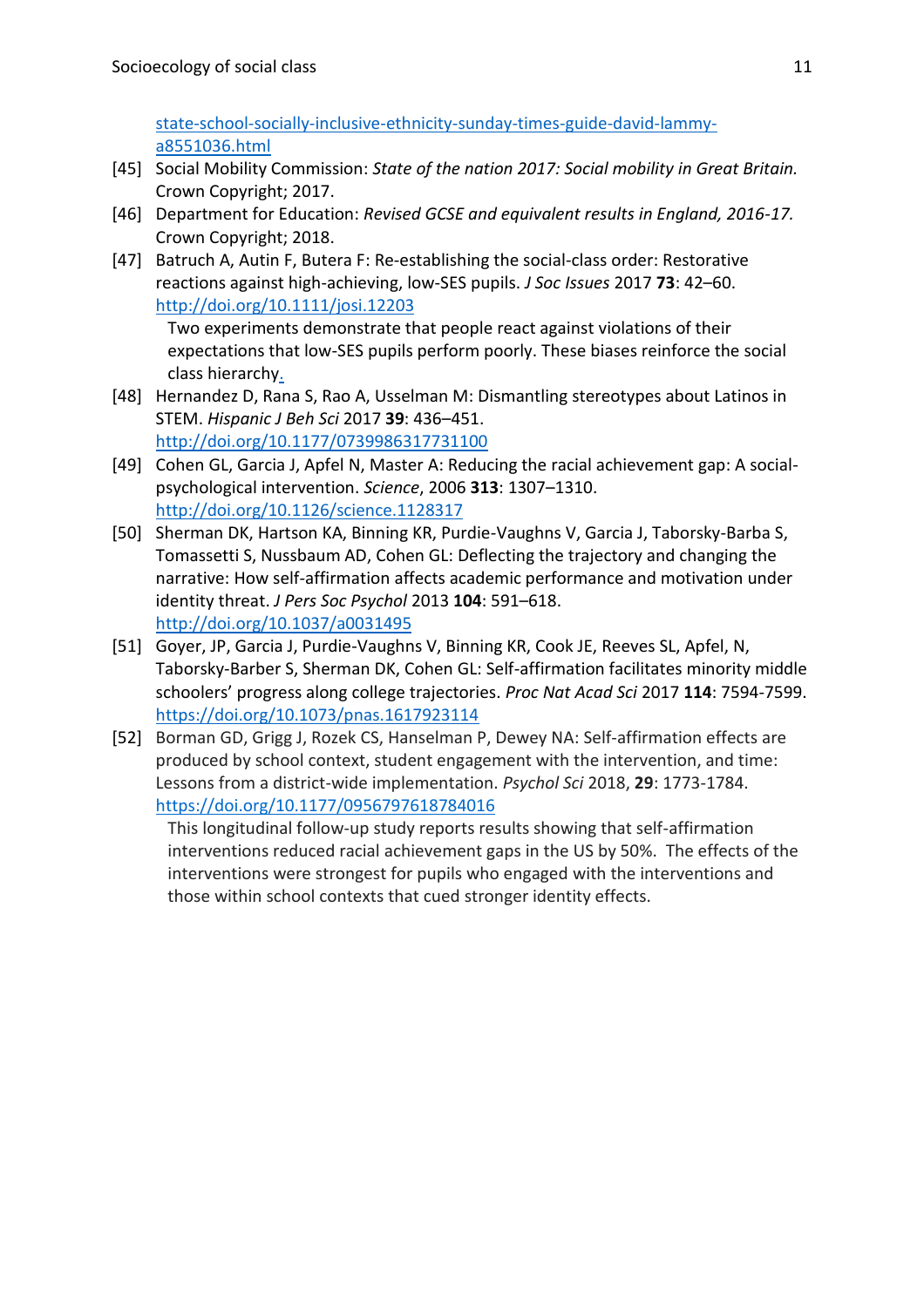state-school-socially-inclusive-ethnicity-sunday-times-guide-david-lammy-a8551036.html

[45] Social Mobility Commission: *State of the nation 2017: Social mobility in Great Britain.* Crown Copyright; 2017.

[46] Department for Education: *Revised GCSE and equivalent results in England, 2016-17.* Crown Copyright; 2018.

[47] Batruch A, Autin F, Butera F: Re-establishing the social-class order: Restorative reactions against high-achieving, low-SES pupils. *J Soc Issues* 2017 **73**: 42–60. http://doi.org/10.1111/josi.12203

   Two experiments demonstrate that people react against violations of their expectations that low-SES pupils perform poorly. These biases reinforce the social class hierarchy.

[48] Hernandez D, Rana S, Rao A, Usselman M: Dismantling stereotypes about Latinos in STEM. *Hispanic J Beh Sci* 2017 **39**: 436–451. http://doi.org/10.1177/0739986317731100

[49] Cohen GL, Garcia J, Apfel N, Master A: Reducing the racial achievement gap: A social-psychological intervention. *Science*, 2006 **313**: 1307–1310. http://doi.org/10.1126/science.1128317

[50] Sherman DK, Hartson KA, Binning KR, Purdie-Vaughns V, Garcia J, Taborsky-Barba S, Tomassetti S, Nussbaum AD, Cohen GL: Deflecting the trajectory and changing the narrative: How self-affirmation affects academic performance and motivation under identity threat. *J Pers Soc Psychol* 2013 **104**: 591–618. http://doi.org/10.1037/a0031495

[51] Goyer, JP, Garcia J, Purdie-Vaughns V, Binning KR, Cook JE, Reeves SL, Apfel, N, Taborsky-Barber S, Sherman DK, Cohen GL: Self-affirmation facilitates minority middle schoolers' progress along college trajectories. *Proc Nat Acad Sci* 2017 **114**: 7594-7599. https://doi.org/10.1073/pnas.1617923114

[52] Borman GD, Grigg J, Rozek CS, Hanselman P, Dewey NA: Self-affirmation effects are produced by school context, student engagement with the intervention, and time: Lessons from a district-wide implementation. *Psychol Sci* 2018, **29**: 1773-1784. https://doi.org/10.1177/0956797618784016

   This longitudinal follow-up study reports results showing that self-affirmation interventions reduced racial achievement gaps in the US by 50%. The effects of the interventions were strongest for pupils who engaged with the interventions and those within school contexts that cued stronger identity effects.